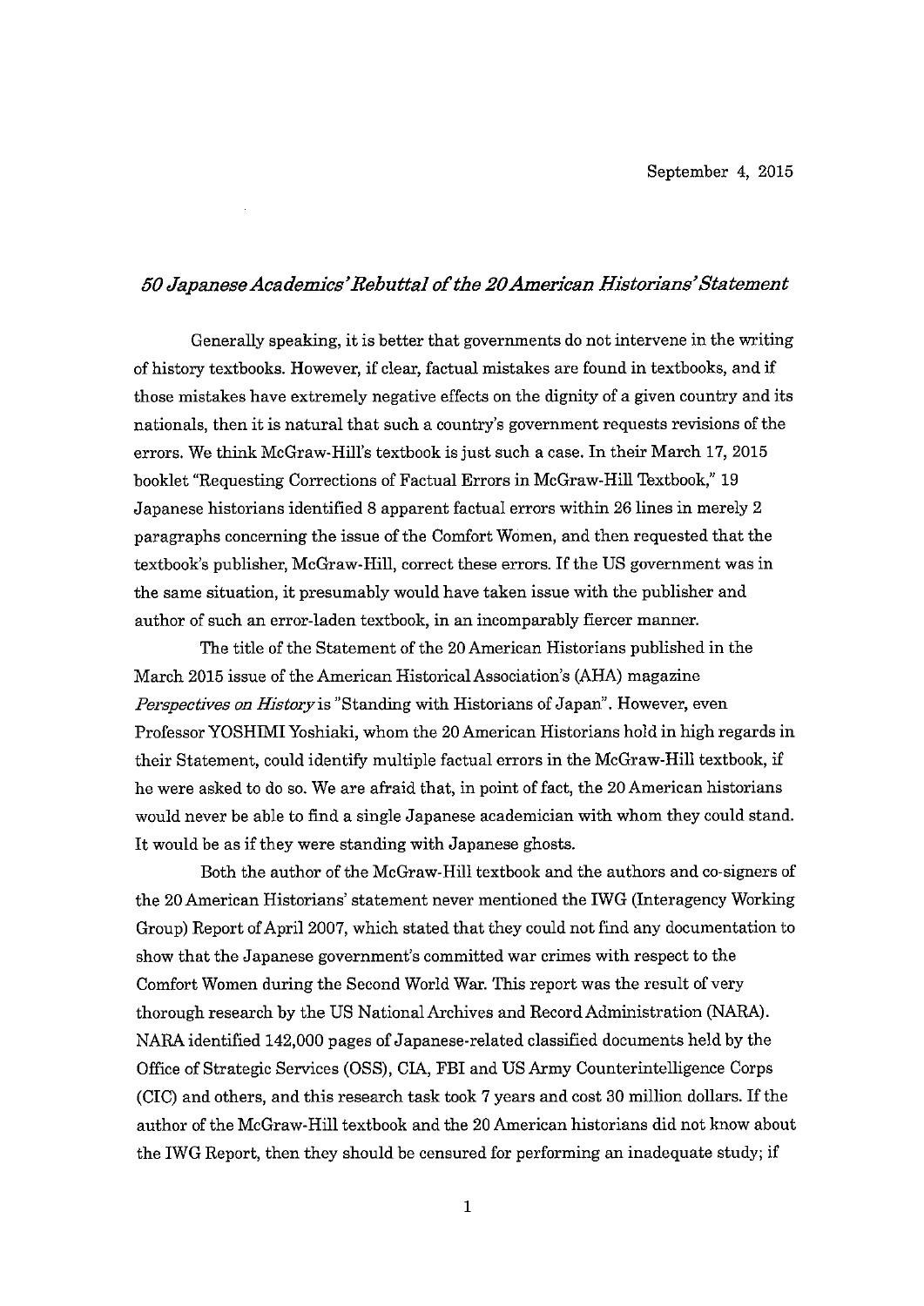September 4, 2015

## *50 Japanese Academics' Rebuttal of the 20 American Historians' Statement*

Generally speaking, it is better that governments do not intervene in the writing of history textbooks. However, if clear, factual mistakes are found in textbooks, and if those mistakes have extremely negative effects on the dignity of a given country and its nationals, then it is natural that such a country's government requests revisions of the errors. We think McGraw-Hill's textbook is just such a case. In their March 17, 2015 booklet "Requesting Corrections of Factual Errors in McGraw-Hill Textbook," 19 Japanese historians identified 8 apparent factual errors within 26 lines in merely 2 paragraphs concerning the issue of the Comfort Women, and then requested that the textbook's publisher, McGraw-Hill, correct these errors. If the US government was in the same situation, it presumably would have taken issue with the publisher and author of such an error-laden textbook, in an incomparably fiercer manner.

The title of the Statement of the 20 American Historians published in the March 2015 issue of the American Historical Association's (AHA) magazine *Perspectives on History* is "Standing with Historians of Japan". However, even Professor YOSHIMI Yoshiaki, whom the 20 American Historians hold in high regards in their Statement, could identify multiple factual errors in the McGraw-Hill textbook, if he were asked to do so. We are afraid that, in point of fact, the 20 American historians would never be able to find a single Japanese academician with whom they could stand. It would be as if they were standing with Japanese ghosts.

Both the author of the McGraw-Hill textbook and the authors and co-signers of the 20 American Historians' statement never mentioned the IWG (Interagency Working Group) Report of April 2007, which stated that they could not find any documentation to show that the Japanese government's committed war crimes with respect to the Comfort Women during the Second World War. This report was the result of very thorough research by the US National Archives and Record Administration (NARA). NARA identified 142,000 pages of Japanese-related classified documents held by the Office of Strategic Services (OSS), CIA, FBI and US Army Counterintelligence Corps (CIC) and others, and this research task took 7 years and cost 30 million dollars. If the author of the McGraw-Hill textbook and the 20 American historians did not know about the IWG Report, then they should be censured for performing an inadequate study; if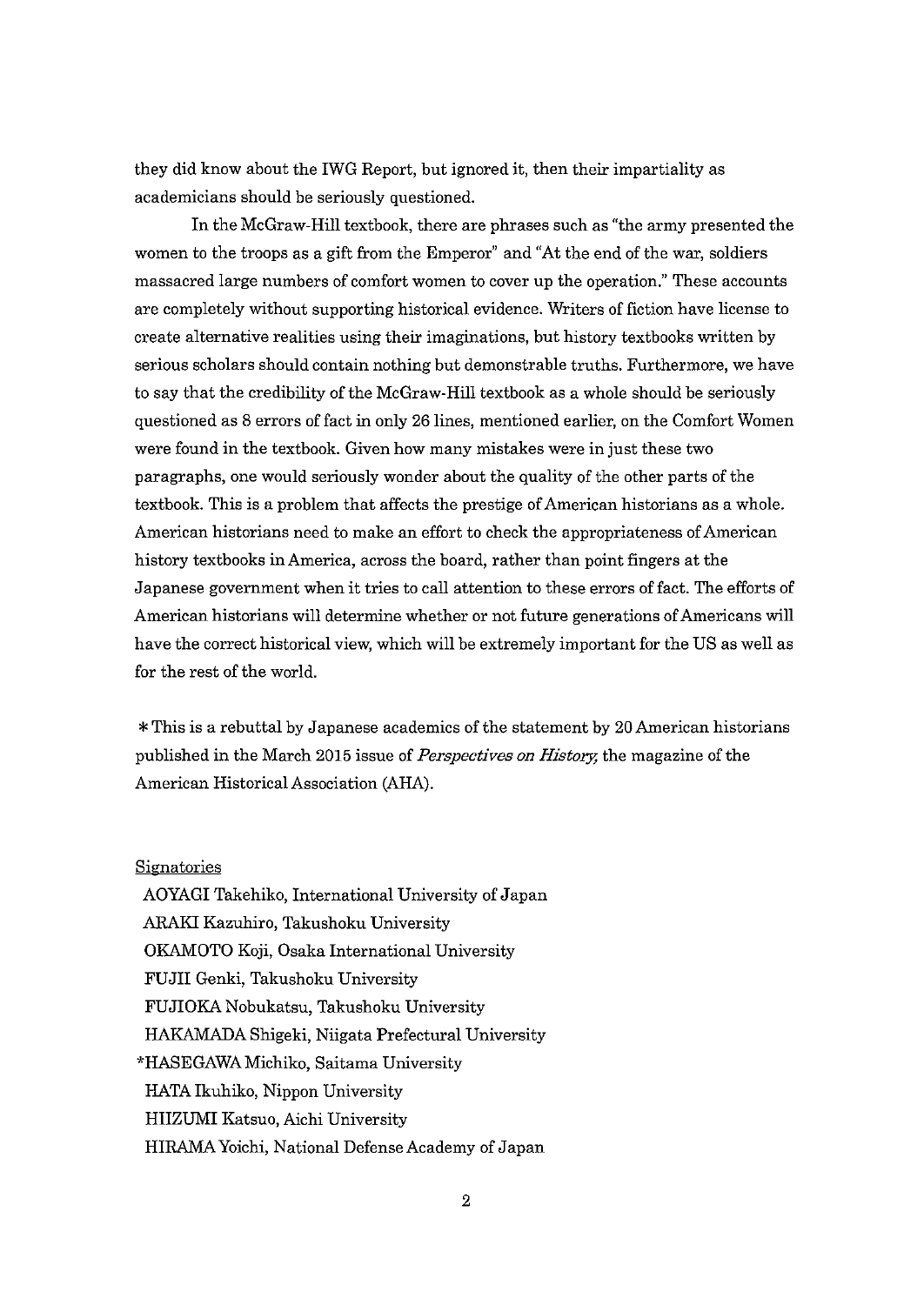they did know about the IWG Report, but ignored it, then their impartiality as academicians should be seriously questioned.

In the McGraw-Hill textbook, there are phrases such as "the army presented the women to the troops as a gift from the Emperor" and "At the end of the war, soldiers massacred large numbers of comfort women to cover up the operation." These accounts are completely without supporting historical evidence. Writers of fiction have license to create alternative realities using their imaginations, but history textbooks written by serious scholars should contain nothing but demonstrable truths. Furthermore, we have to say that the credibility of the McGraw-Hill textbook as a whole should be seriously questioned as 8 errors of fact in only 26 lines, mentioned earlier, on the Comfort Women were found in the textbook. Given how many mistakes were in just these two paragraphs, one would seriously wonder about the quality of the other parts of the textbook. This is a problem that affects the prestige of American historians as a whole. American historians need to make an effort to check the appropriateness of American history textbooks in America, across the board, rather than point fingers at the Japanese government when it tries to call attention to these errors of fact. The efforts of American historians will determine whether or not future generations of Americans will have the correct historical view, which will be extremely important for the US as well as for the rest of the world.

＊This is a rebuttal by Japanese academics of the statement by 20 American historians published in the March 2015 issue of *Perspectives on History*, the magazine of the American Historical Association (AHA).

<u>Signatories</u>

AOYAGI Takehiko, International University of Japan
ARAKI Kazuhiro, Takushoku University
OKAMOTO Koji, Osaka International University
FUJII Genki, Takushoku University
FUJIOKA Nobukatsu, Takushoku University
HAKAMADA Shigeki, Niigata Prefectural University
*HASEGAWA Michiko, Saitama University
HATA Ikuhiko, Nippon University
HIIZUMI Katsuo, Aichi University
HIRAMA Yoichi, National Defense Academy of Japan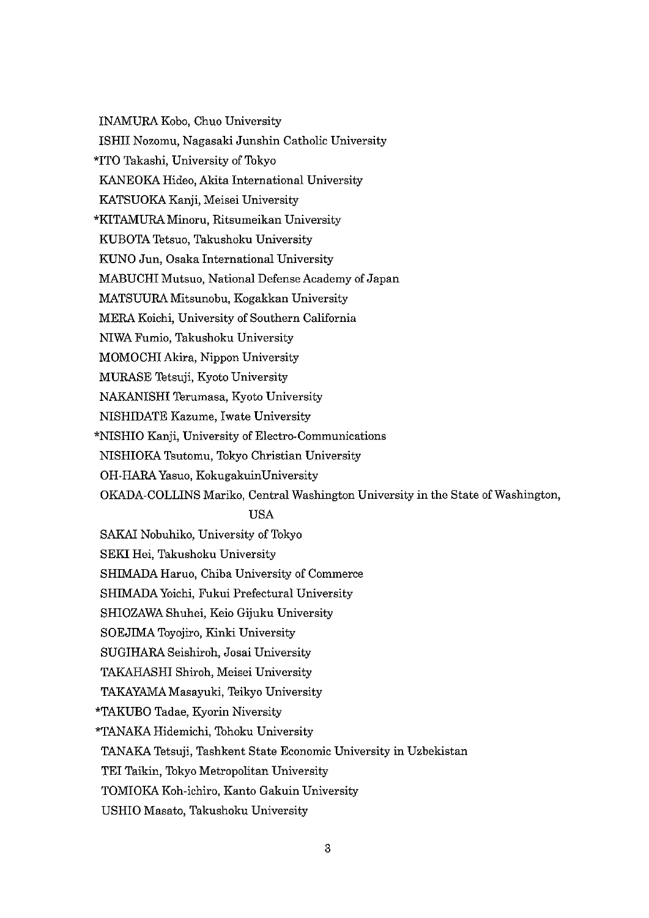INAMURA Kobo, Chuo University

ISHII Nozomu, Nagasaki Junshin Catholic University

*ITO Takashi, University of Tokyo

KANEOKA Hideo, Akita International University

KATSUOKA Kanji, Meisei University

*KITAMURA Minoru, Ritsumeikan University

KUBOTA Tetsuo, Takushoku University

KUNO Jun, Osaka International University

MABUCHI Mutsuo, National Defense Academy of Japan

MATSUURA Mitsunobu, Kogakkan University

MERA Koichi, University of Southern California

NIWA Fumio, Takushoku University

MOMOCHI Akira, Nippon University

MURASE Tetsuji, Kyoto University

NAKANISHI Terumasa, Kyoto University

NISHIDATE Kazume, Iwate University

*NISHIO Kanji, University of Electro-Communications

NISHIOKA Tsutomu, Tokyo Christian University

OH-HARA Yasuo, KokugakuinUniversity

OKADA-COLLINS Mariko, Central Washington University in the State of Washington, USA

SAKAI Nobuhiko, University of Tokyo

SEKI Hei, Takushoku University

SHIMADA Haruo, Chiba University of Commerce

SHIMADA Yoichi, Fukui Prefectural University

SHIOZAWA Shuhei, Keio Gijuku University

SOEJIMA Toyojiro, Kinki University

SUGIHARA Seishiroh, Josai University

TAKAHASHI Shiroh, Meisei University

TAKAYAMA Masayuki, Teikyo University

*TAKUBO Tadae, Kyorin Niversity

*TANAKA Hidemichi, Tohoku University

TANAKA Tetsuji, Tashkent State Economic University in Uzbekistan

TEI Taikin, Tokyo Metropolitan University

TOMIOKA Koh-ichiro, Kanto Gakuin University

USHIO Masato, Takushoku University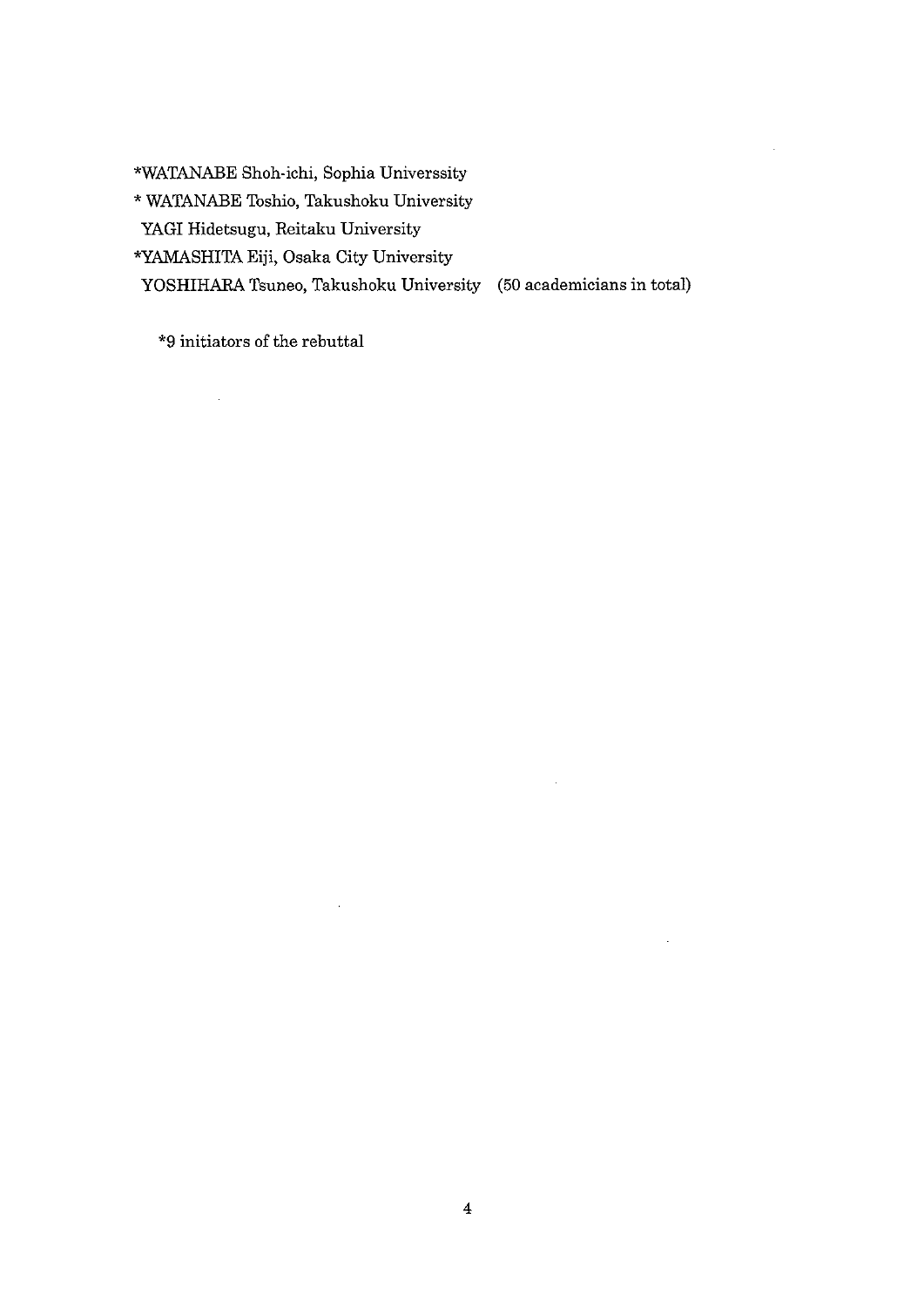*WATANABE Shoh-ichi, Sophia Universsity

* WATANABE Toshio, Takushoku University

YAGI Hidetsugu, Reitaku University

*YAMASHITA Eiji, Osaka City University

YOSHIHARA Tsuneo, Takushoku University (50 academicians in total)

*9 initiators of the rebuttal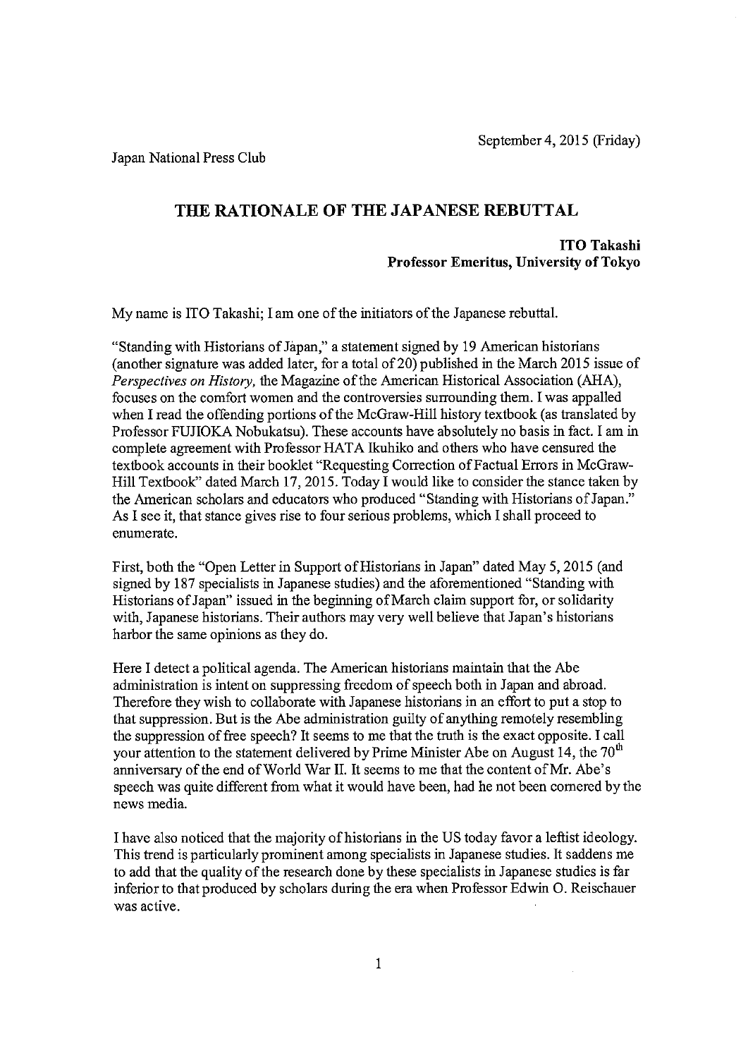September 4, 2015 (Friday)

Japan National Press Club

# THE RATIONALE OF THE JAPANESE REBUTTAL

**ITO Takashi**
**Professor Emeritus, University of Tokyo**

My name is ITO Takashi; I am one of the initiators of the Japanese rebuttal.

"Standing with Historians of Japan," a statement signed by 19 American historians (another signature was added later, for a total of 20) published in the March 2015 issue of *Perspectives on History,* the Magazine of the American Historical Association (AHA), focuses on the comfort women and the controversies surrounding them. I was appalled when I read the offending portions of the McGraw-Hill history textbook (as translated by Professor FUJIOKA Nobukatsu). These accounts have absolutely no basis in fact. I am in complete agreement with Professor HATA Ikuhiko and others who have censured the textbook accounts in their booklet "Requesting Correction of Factual Errors in McGraw-Hill Textbook" dated March 17, 2015. Today I would like to consider the stance taken by the American scholars and educators who produced "Standing with Historians of Japan." As I see it, that stance gives rise to four serious problems, which I shall proceed to enumerate.

First, both the "Open Letter in Support of Historians in Japan" dated May 5, 2015 (and signed by 187 specialists in Japanese studies) and the aforementioned "Standing with Historians of Japan" issued in the beginning of March claim support for, or solidarity with, Japanese historians. Their authors may very well believe that Japan's historians harbor the same opinions as they do.

Here I detect a political agenda. The American historians maintain that the Abe administration is intent on suppressing freedom of speech both in Japan and abroad. Therefore they wish to collaborate with Japanese historians in an effort to put a stop to that suppression. But is the Abe administration guilty of anything remotely resembling the suppression of free speech? It seems to me that the truth is the exact opposite. I call your attention to the statement delivered by Prime Minister Abe on August 14, the 70th anniversary of the end of World War II. It seems to me that the content of Mr. Abe's speech was quite different from what it would have been, had he not been cornered by the news media.

I have also noticed that the majority of historians in the US today favor a leftist ideology. This trend is particularly prominent among specialists in Japanese studies. It saddens me to add that the quality of the research done by these specialists in Japanese studies is far inferior to that produced by scholars during the era when Professor Edwin O. Reischauer was active.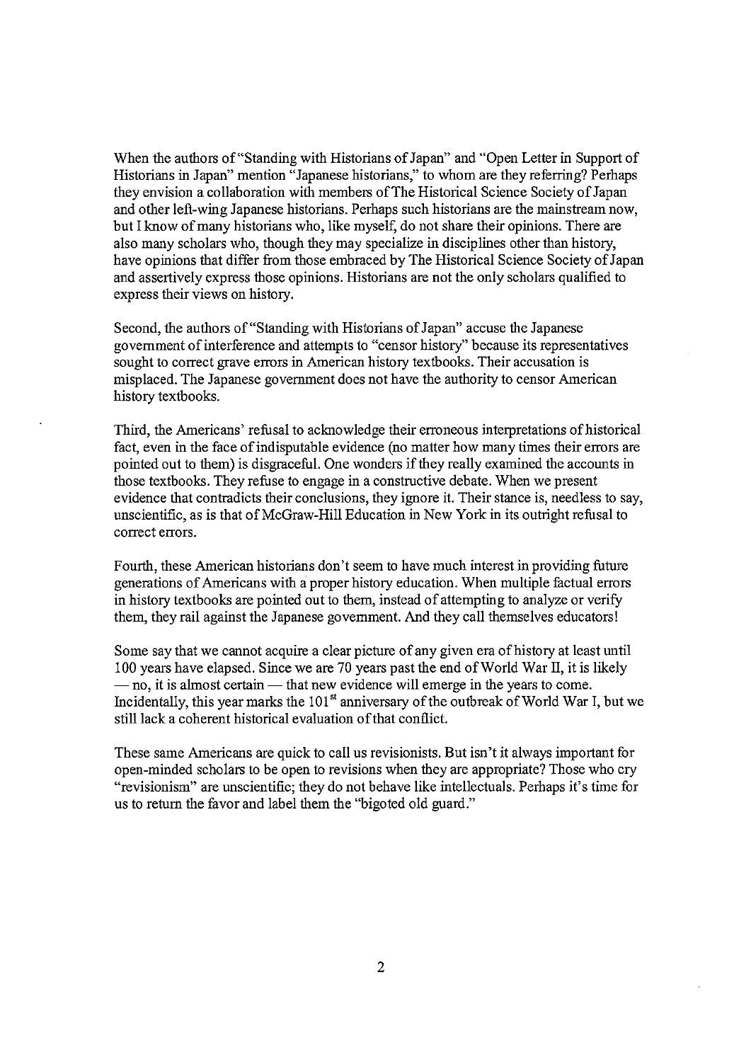When the authors of "Standing with Historians of Japan" and "Open Letter in Support of Historians in Japan" mention "Japanese historians," to whom are they referring? Perhaps they envision a collaboration with members of The Historical Science Society of Japan and other left-wing Japanese historians. Perhaps such historians are the mainstream now, but I know of many historians who, like myself, do not share their opinions. There are also many scholars who, though they may specialize in disciplines other than history, have opinions that differ from those embraced by The Historical Science Society of Japan and assertively express those opinions. Historians are not the only scholars qualified to express their views on history.

Second, the authors of "Standing with Historians of Japan" accuse the Japanese government of interference and attempts to "censor history" because its representatives sought to correct grave errors in American history textbooks. Their accusation is misplaced. The Japanese government does not have the authority to censor American history textbooks.

Third, the Americans' refusal to acknowledge their erroneous interpretations of historical fact, even in the face of indisputable evidence (no matter how many times their errors are pointed out to them) is disgraceful. One wonders if they really examined the accounts in those textbooks. They refuse to engage in a constructive debate. When we present evidence that contradicts their conclusions, they ignore it. Their stance is, needless to say, unscientific, as is that of McGraw-Hill Education in New York in its outright refusal to correct errors.

Fourth, these American historians don't seem to have much interest in providing future generations of Americans with a proper history education. When multiple factual errors in history textbooks are pointed out to them, instead of attempting to analyze or verify them, they rail against the Japanese government. And they call themselves educators!

Some say that we cannot acquire a clear picture of any given era of history at least until 100 years have elapsed. Since we are 70 years past the end of World War II, it is likely — no, it is almost certain — that new evidence will emerge in the years to come. Incidentally, this year marks the 101st anniversary of the outbreak of World War I, but we still lack a coherent historical evaluation of that conflict.

These same Americans are quick to call us revisionists. But isn't it always important for open-minded scholars to be open to revisions when they are appropriate? Those who cry "revisionism" are unscientific; they do not behave like intellectuals. Perhaps it's time for us to return the favor and label them the "bigoted old guard."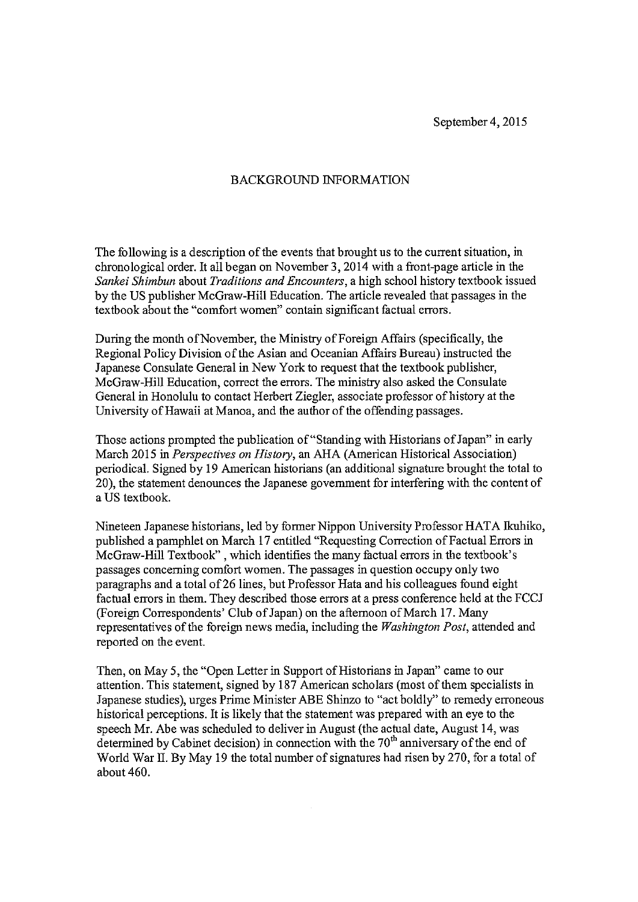September 4, 2015

## BACKGROUND INFORMATION

The following is a description of the events that brought us to the current situation, in chronological order. It all began on November 3, 2014 with a front-page article in the *Sankei Shimbun* about *Traditions and Encounters*, a high school history textbook issued by the US publisher McGraw-Hill Education. The article revealed that passages in the textbook about the "comfort women" contain significant factual errors.

During the month of November, the Ministry of Foreign Affairs (specifically, the Regional Policy Division of the Asian and Oceanian Affairs Bureau) instructed the Japanese Consulate General in New York to request that the textbook publisher, McGraw-Hill Education, correct the errors. The ministry also asked the Consulate General in Honolulu to contact Herbert Ziegler, associate professor of history at the University of Hawaii at Manoa, and the author of the offending passages.

Those actions prompted the publication of "Standing with Historians of Japan" in early March 2015 in *Perspectives on History*, an AHA (American Historical Association) periodical. Signed by 19 American historians (an additional signature brought the total to 20), the statement denounces the Japanese government for interfering with the content of a US textbook.

Nineteen Japanese historians, led by former Nippon University Professor HATA Ikuhiko, published a pamphlet on March 17 entitled "Requesting Correction of Factual Errors in McGraw-Hill Textbook" , which identifies the many factual errors in the textbook's passages concerning comfort women. The passages in question occupy only two paragraphs and a total of 26 lines, but Professor Hata and his colleagues found eight factual errors in them. They described those errors at a press conference held at the FCCJ (Foreign Correspondents' Club of Japan) on the afternoon of March 17. Many representatives of the foreign news media, including the *Washington Post*, attended and reported on the event.

Then, on May 5, the "Open Letter in Support of Historians in Japan" came to our attention. This statement, signed by 187 American scholars (most of them specialists in Japanese studies), urges Prime Minister ABE Shinzo to "act boldly" to remedy erroneous historical perceptions. It is likely that the statement was prepared with an eye to the speech Mr. Abe was scheduled to deliver in August (the actual date, August 14, was determined by Cabinet decision) in connection with the 70th anniversary of the end of World War II. By May 19 the total number of signatures had risen by 270, for a total of about 460.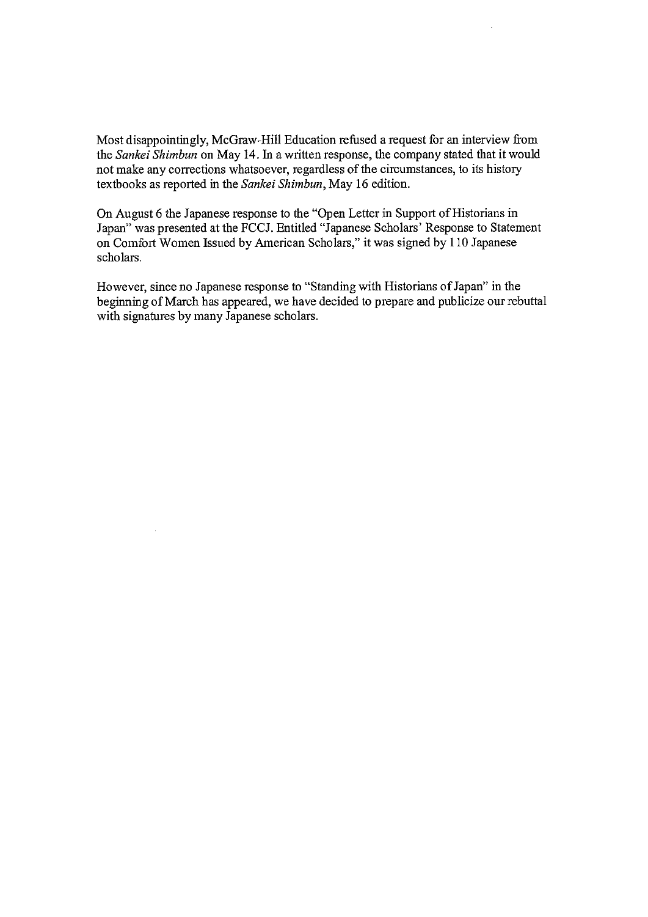Most disappointingly, McGraw-Hill Education refused a request for an interview from the *Sankei Shimbun* on May 14. In a written response, the company stated that it would not make any corrections whatsoever, regardless of the circumstances, to its history textbooks as reported in the *Sankei Shimbun*, May 16 edition.

On August 6 the Japanese response to the "Open Letter in Support of Historians in Japan" was presented at the FCCJ. Entitled "Japanese Scholars' Response to Statement on Comfort Women Issued by American Scholars," it was signed by 110 Japanese scholars.

However, since no Japanese response to "Standing with Historians of Japan" in the beginning of March has appeared, we have decided to prepare and publicize our rebuttal with signatures by many Japanese scholars.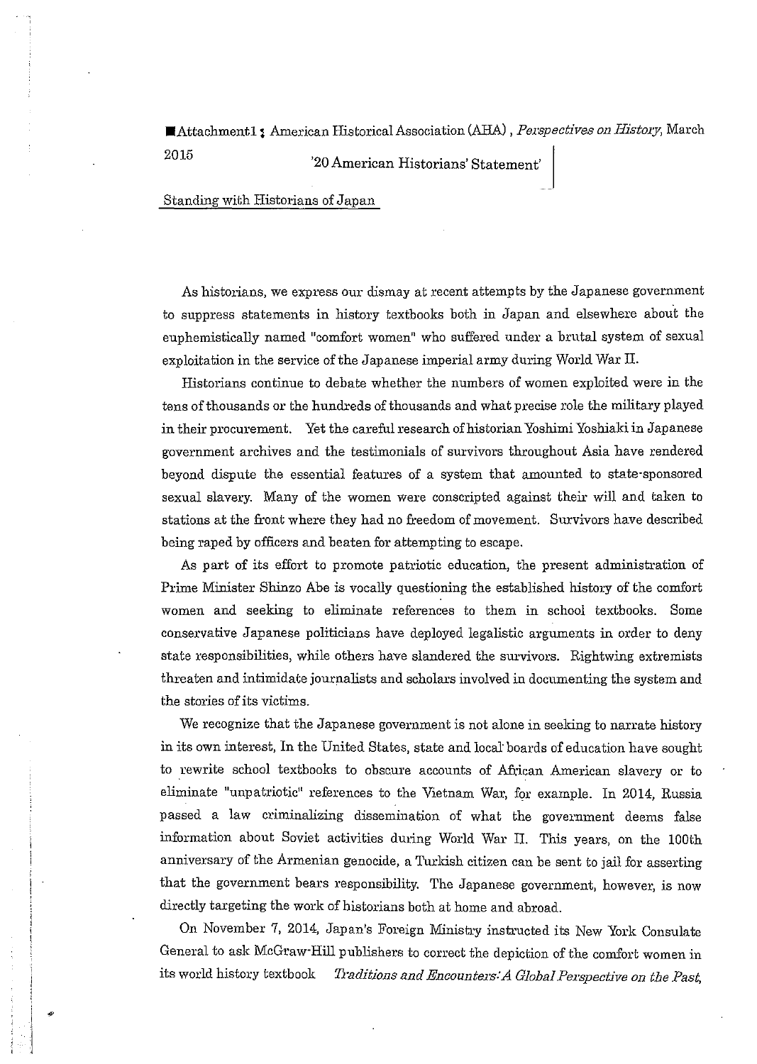■Attachment1 : American Historical Association (AHA), *Perspectives on History*, March 2015

'20 American Historians' Statement'

Standing with Historians of Japan

As historians, we express our dismay at recent attempts by the Japanese government to suppress statements in history textbooks both in Japan and elsewhere about the euphemistically named "comfort women" who suffered under a brutal system of sexual exploitation in the service of the Japanese imperial army during World War II.

Historians continue to debate whether the numbers of women exploited were in the tens of thousands or the hundreds of thousands and what precise role the military played in their procurement. Yet the careful research of historian Yoshimi Yoshiaki in Japanese government archives and the testimonials of survivors throughout Asia have rendered beyond dispute the essential features of a system that amounted to state-sponsored sexual slavery. Many of the women were conscripted against their will and taken to stations at the front where they had no freedom of movement. Survivors have described being raped by officers and beaten for attempting to escape.

As part of its effort to promote patriotic education, the present administration of Prime Minister Shinzo Abe is vocally questioning the established history of the comfort women and seeking to eliminate references to them in school textbooks. Some conservative Japanese politicians have deployed legalistic arguments in order to deny state responsibilities, while others have slandered the survivors. Rightwing extremists threaten and intimidate journalists and scholars involved in documenting the system and the stories of its victims.

We recognize that the Japanese government is not alone in seeking to narrate history in its own interest, In the United States, state and local boards of education have sought to rewrite school textbooks to obscure accounts of African American slavery or to eliminate "unpatriotic" references to the Vietnam War, for example. In 2014, Russia passed a law criminalizing dissemination of what the government deems false information about Soviet activities during World War II. This years, on the 100th anniversary of the Armenian genocide, a Turkish citizen can be sent to jail for asserting that the government bears responsibility. The Japanese government, however, is now directly targeting the work of historians both at home and abroad.

On November 7, 2014, Japan's Foreign Ministry instructed its New York Consulate General to ask McGraw-Hill publishers to correct the depiction of the comfort women in its world history textbook *Traditions and Encounters: A Global Perspective on the Past*,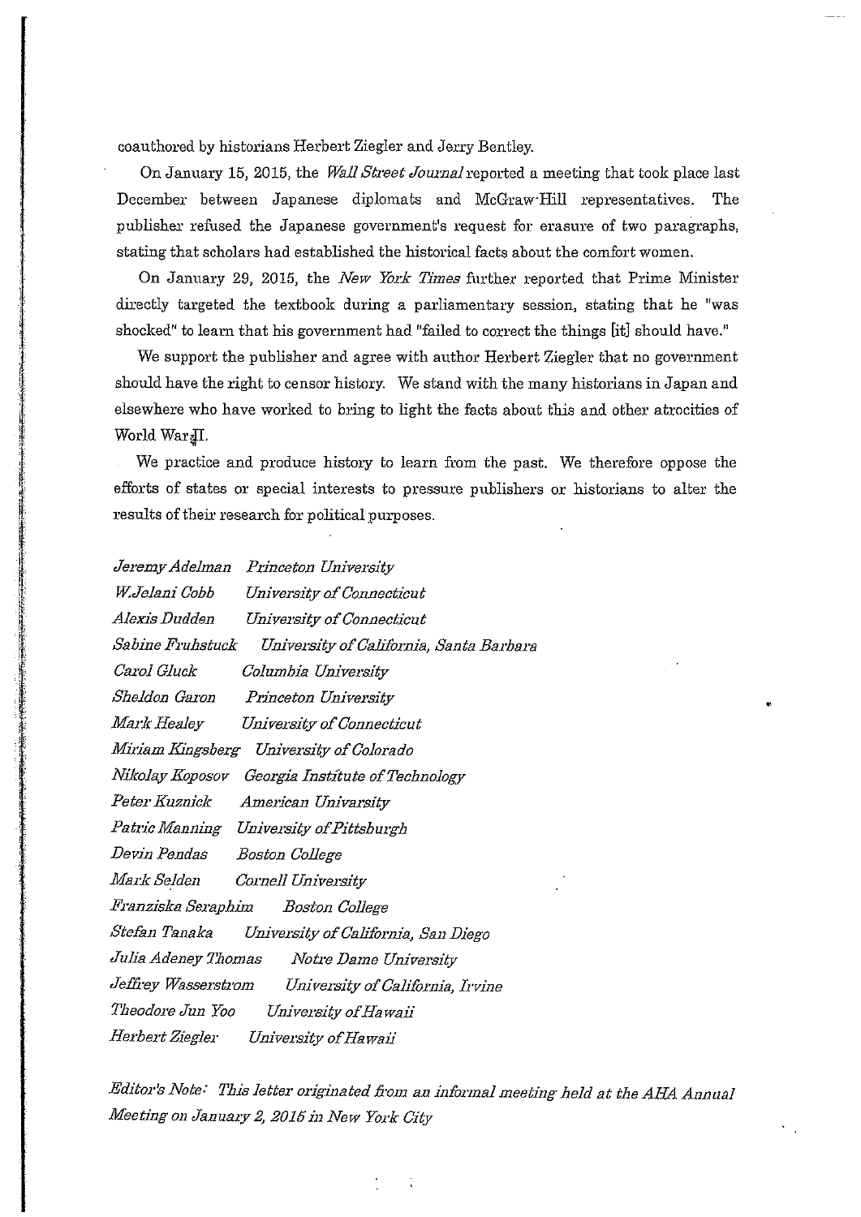coauthored by historians Herbert Ziegler and Jerry Bentley.

On January 15, 2015, the *Wall Street Journal* reported a meeting that took place last December between Japanese diplomats and McGraw-Hill representatives. The publisher refused the Japanese government's request for erasure of two paragraphs, stating that scholars had established the historical facts about the comfort women.

On January 29, 2015, the *New York Times* further reported that Prime Minister directly targeted the textbook during a parliamentary session, stating that he "was shocked" to learn that his government had "failed to correct the things [it] should have."

We support the publisher and agree with author Herbert Ziegler that no government should have the right to censor history. We stand with the many historians in Japan and elsewhere who have worked to bring to light the facts about this and other atrocities of World War II.

We practice and produce history to learn from the past. We therefore oppose the efforts of states or special interests to pressure publishers or historians to alter the results of their research for political purposes.

*Jeremy Adelman* *Princeton University*
*W.Jelani Cobb* *University of Connecticut*
*Alexis Dudden* *University of Connecticut*
*Sabine Fruhstuck* *University of California, Santa Barbara*
*Carol Gluck* *Columbia University*
*Sheldon Garon* *Princeton University*
*Mark Healey* *University of Connecticut*
*Miriam Kingsberg* *University of Colorado*
*Nikolay Koposov* *Georgia Institute of Technology*
*Peter Kuznick* *American Univarsity*
*Patric Manning* *University of Pittsburgh*
*Devin Pendas* *Boston College*
*Mark Selden* *Cornell University*
*Franziska Seraphim* *Boston College*
*Stefan Tanaka* *University of California, San Diego*
*Julia Adeney Thomas* *Notre Dame University*
*Jeffrey Wasserstrom* *University of California, Irvine*
*Theodore Jun Yoo* *University of Hawaii*
*Herbert Ziegler* *University of Hawaii*

*Editor's Note: This letter originated from an informal meeting held at the AHA Annual Meeting on January 2, 2015 in New York City*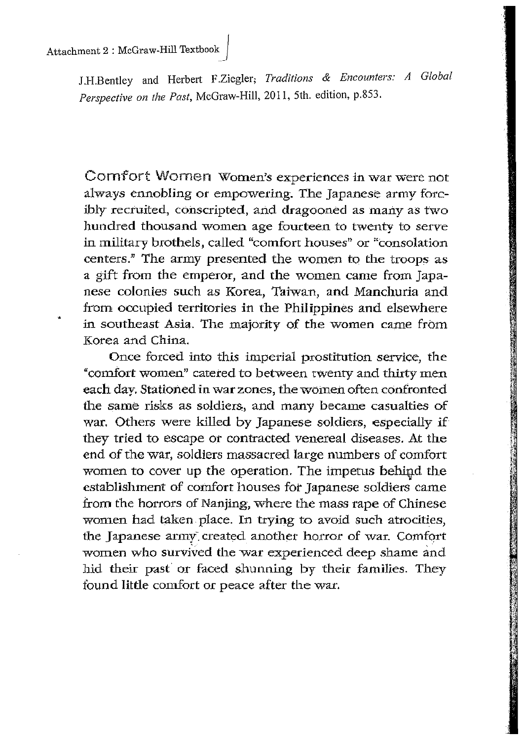Attachment 2 : McGraw-Hill Textbook

J.H.Bentley and Herbert F.Ziegler; *Traditions & Encounters: A Global Perspective on the Past*, McGraw-Hill, 2011, 5th. edition, p.853.

**Comfort Women** Women's experiences in war were not always ennobling or empowering. The Japanese army forcibly recruited, conscripted, and dragooned as many as two hundred thousand women age fourteen to twenty to serve in military brothels, called "comfort houses" or "consolation centers." The army presented the women to the troops as a gift from the emperor, and the women came from Japanese colonies such as Korea, Taiwan, and Manchuria and from occupied territories in the Philippines and elsewhere in southeast Asia. The majority of the women came from Korea and China.

Once forced into this imperial prostitution service, the "comfort women" catered to between twenty and thirty men each day. Stationed in war zones, the women often confronted the same risks as soldiers, and many became casualties of war. Others were killed by Japanese soldiers, especially if they tried to escape or contracted venereal diseases. At the end of the war, soldiers massacred large numbers of comfort women to cover up the operation. The impetus behind the establishment of comfort houses for Japanese soldiers came from the horrors of Nanjing, where the mass rape of Chinese women had taken place. In trying to avoid such atrocities, the Japanese army created another horror of war. Comfort women who survived the war experienced deep shame and hid their past or faced shunning by their families. They found little comfort or peace after the war.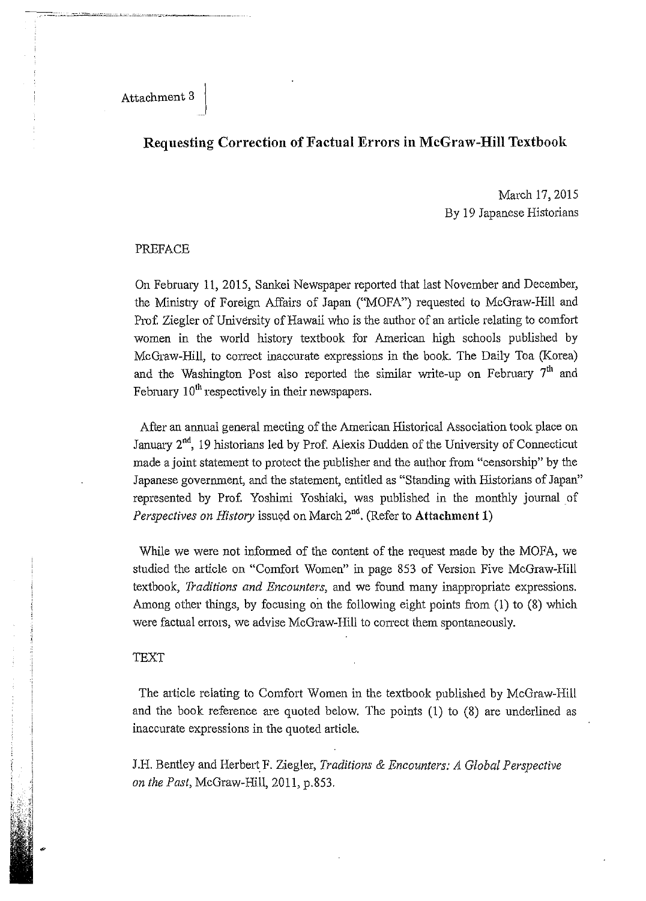Attachment 3

## Requesting Correction of Factual Errors in McGraw-Hill Textbook

March 17, 2015
By 19 Japanese Historians

PREFACE

On February 11, 2015, Sankei Newspaper reported that last November and December, the Ministry of Foreign Affairs of Japan ("MOFA") requested to McGraw-Hill and Prof. Ziegler of University of Hawaii who is the author of an article relating to comfort women in the world history textbook for American high schools published by McGraw-Hill, to correct inaccurate expressions in the book. The Daily Toa (Korea) and the Washington Post also reported the similar write-up on February 7th and February 10th respectively in their newspapers.

After an annual general meeting of the American Historical Association took place on January 2nd, 19 historians led by Prof. Alexis Dudden of the University of Connecticut made a joint statement to protect the publisher and the author from "censorship" by the Japanese government, and the statement, entitled as "Standing with Historians of Japan" represented by Prof. Yoshimi Yoshiaki, was published in the monthly journal of *Perspectives on History* issued on March 2nd. (Refer to **Attachment 1**)

While we were not informed of the content of the request made by the MOFA, we studied the article on "Comfort Women" in page 853 of Version Five McGraw-Hill textbook, *Traditions and Encounters*, and we found many inappropriate expressions. Among other things, by focusing on the following eight points from (1) to (8) which were factual errors, we advise McGraw-Hill to correct them spontaneously.

TEXT

The article relating to Comfort Women in the textbook published by McGraw-Hill and the book reference are quoted below. The points (1) to (8) are underlined as inaccurate expressions in the quoted article.

J.H. Bentley and Herbert F. Ziegler, *Traditions & Encounters: A Global Perspective on the Past*, McGraw-Hill, 2011, p.853.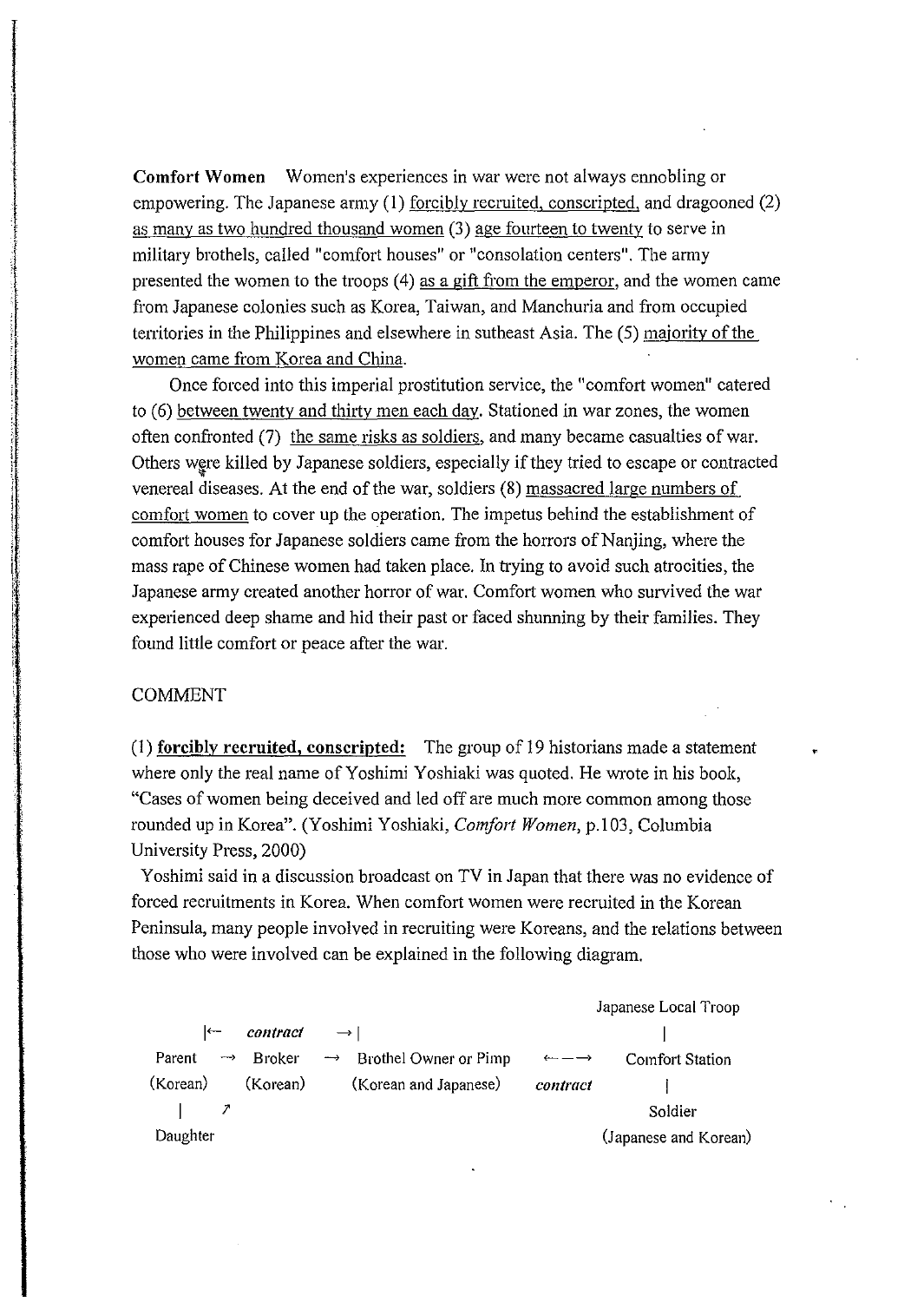**Comfort Women** Women's experiences in war were not always ennobling or empowering. The Japanese army (1) <u>forcibly recruited, conscripted,</u> and dragooned (2) <u>as many as two hundred thousand women</u> (3) <u>age fourteen to twenty</u> to serve in military brothels, called "comfort houses" or "consolation centers". The army presented the women to the troops (4) <u>as a gift from the emperor</u>, and the women came from Japanese colonies such as Korea, Taiwan, and Manchuria and from occupied territories in the Philippines and elsewhere in southeast Asia. The (5) <u>majority of the women came from Korea and China</u>.

Once forced into this imperial prostitution service, the "comfort women" catered to (6) <u>between twenty and thirty men each day</u>. Stationed in war zones, the women often confronted (7) <u>the same risks as soldiers</u>, and many became casualties of war. Others were killed by Japanese soldiers, especially if they tried to escape or contracted venereal diseases. At the end of the war, soldiers (8) <u>massacred large numbers of comfort women</u> to cover up the operation. The impetus behind the establishment of comfort houses for Japanese soldiers came from the horrors of Nanjing, where the mass rape of Chinese women had taken place. In trying to avoid such atrocities, the Japanese army created another horror of war. Comfort women who survived the war experienced deep shame and hid their past or faced shunning by their families. They found little comfort or peace after the war.

COMMENT

(1) **<u>forcibly recruited, conscripted:</u>** The group of 19 historians made a statement where only the real name of Yoshimi Yoshiaki was quoted. He wrote in his book, "Cases of women being deceived and led off are much more common among those rounded up in Korea". (Yoshimi Yoshiaki, *Comfort Women*, p.103, Columbia University Press, 2000)

Yoshimi said in a discussion broadcast on TV in Japan that there was no evidence of forced recruitments in Korea. When comfort women were recruited in the Korean Peninsula, many people involved in recruiting were Koreans, and the relations between those who were involved can be explained in the following diagram.

```
                                                                        Japanese Local Troop
         |←   contract   →|                                                      |
Parent   →   Broker   →   Brothel Owner or Pimp   ←——→   Comfort Station
(Korean)     (Korean)     (Korean and Japanese)       contract             |
   |     ↗                                                                    Soldier
Daughter                                                              (Japanese and Korean)
```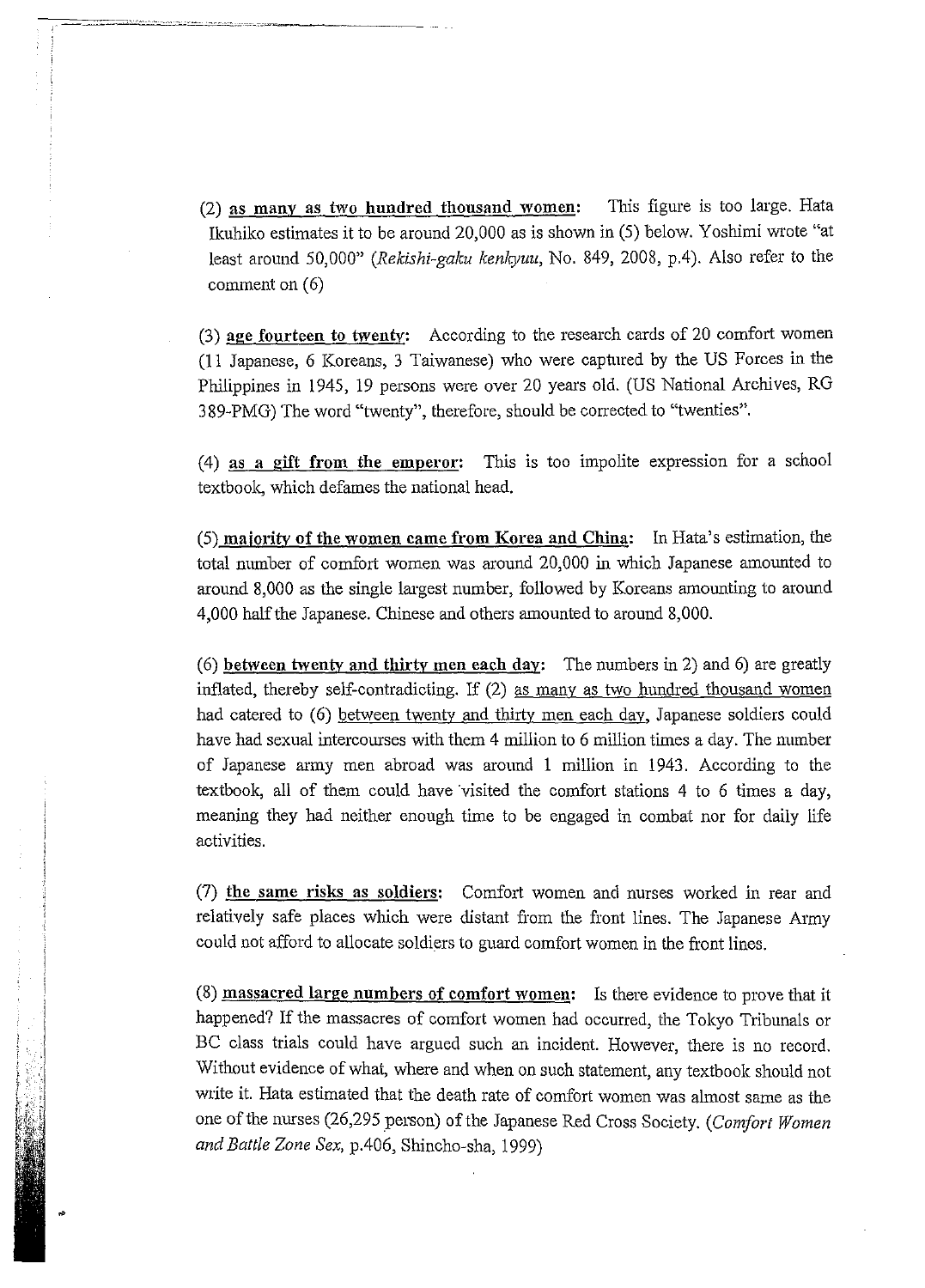(2) **as many as two hundred thousand women**: This figure is too large. Hata Ikuhiko estimates it to be around 20,000 as is shown in (5) below. Yoshimi wrote "at least around 50,000" (*Rekishi-gaku kenkyuu*, No. 849, 2008, p.4). Also refer to the comment on (6)

(3) **age fourteen to twenty**: According to the research cards of 20 comfort women (11 Japanese, 6 Koreans, 3 Taiwanese) who were captured by the US Forces in the Philippines in 1945, 19 persons were over 20 years old. (US National Archives, RG 389-PMG) The word "twenty", therefore, should be corrected to "twenties".

(4) **as a gift from the emperor**: This is too impolite expression for a school textbook, which defames the national head.

(5) **majority of the women came from Korea and China**: In Hata's estimation, the total number of comfort women was around 20,000 in which Japanese amounted to around 8,000 as the single largest number, followed by Koreans amounting to around 4,000 half the Japanese. Chinese and others amounted to around 8,000.

(6) **between twenty and thirty men each day**: The numbers in 2) and 6) are greatly inflated, thereby self-contradicting. If (2) as many as two hundred thousand women had catered to (6) between twenty and thirty men each day, Japanese soldiers could have had sexual intercourses with them 4 million to 6 million times a day. The number of Japanese army men abroad was around 1 million in 1943. According to the textbook, all of them could have visited the comfort stations 4 to 6 times a day, meaning they had neither enough time to be engaged in combat nor for daily life activities.

(7) **the same risks as soldiers**: Comfort women and nurses worked in rear and relatively safe places which were distant from the front lines. The Japanese Army could not afford to allocate soldiers to guard comfort women in the front lines.

(8) **massacred large numbers of comfort women**: Is there evidence to prove that it happened? If the massacres of comfort women had occurred, the Tokyo Tribunals or BC class trials could have argued such an incident. However, there is no record. Without evidence of what, where and when on such statement, any textbook should not write it. Hata estimated that the death rate of comfort women was almost same as the one of the nurses (26,295 person) of the Japanese Red Cross Society. (*Comfort Women and Battle Zone Sex*, p.406, Shincho-sha, 1999)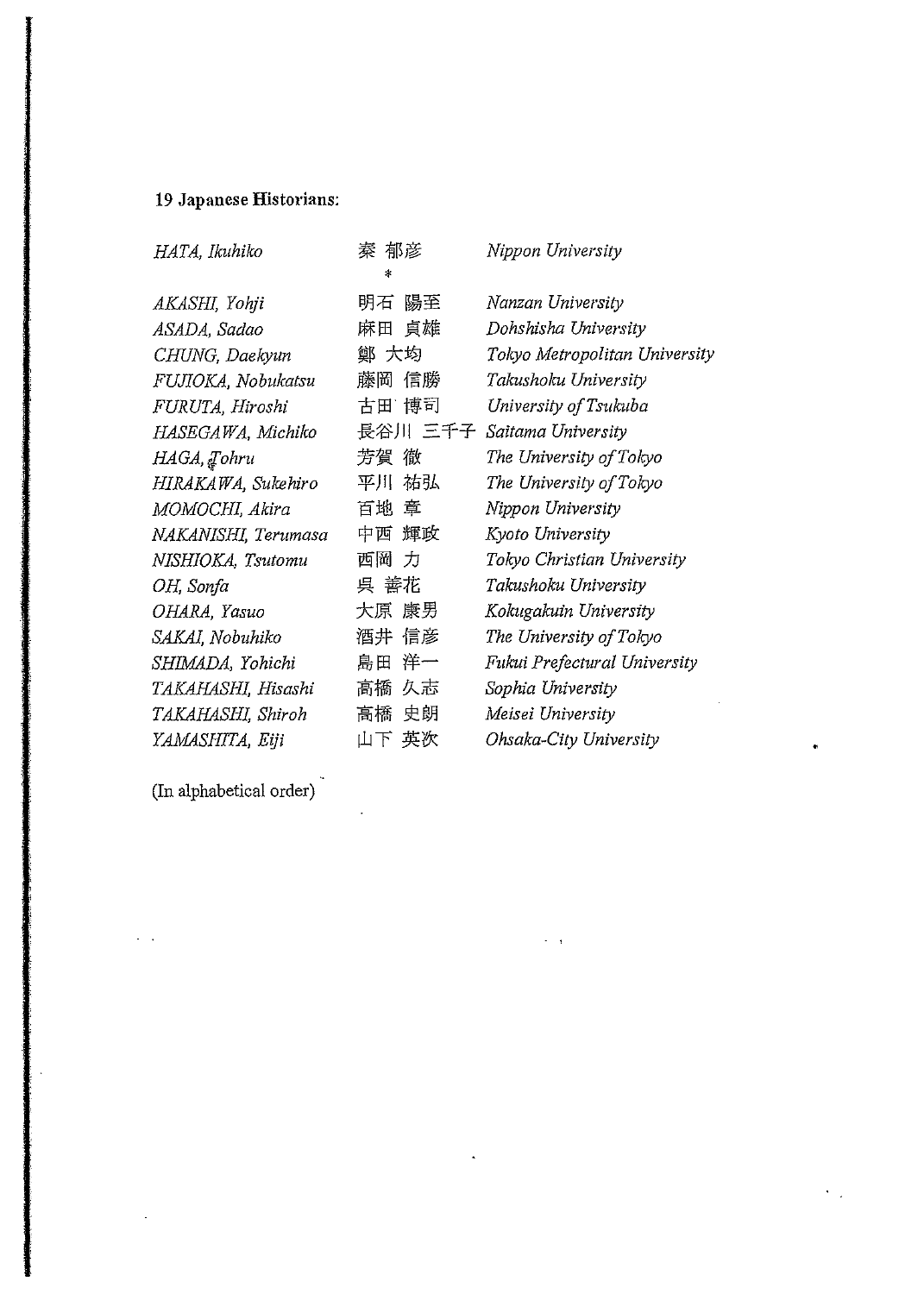**19 Japanese Historians:**

| | | |
|---|---|---|
| *HATA, Ikuhiko* | 秦 郁彦 | *Nippon University* |
| | * | |
| *AKASHI, Yohji* | 明石 陽至 | *Nanzan University* |
| *ASADA, Sadao* | 麻田 貞雄 | *Dohshisha University* |
| *CHUNG, Daekyun* | 鄭 大均 | *Tokyo Metropolitan University* |
| *FUJIOKA, Nobukatsu* | 藤岡 信勝 | *Takushoku University* |
| *FURUTA, Hiroshi* | 古田 博司 | *University of Tsukuba* |
| *HASEGAWA, Michiko* | 長谷川 三千子 | *Saitama University* |
| *HAGA, Tohru* | 芳賀 徹 | *The University of Tokyo* |
| *HIRAKAWA, Sukehiro* | 平川 祐弘 | *The University of Tokyo* |
| *MOMOCHI, Akira* | 百地 章 | *Nippon University* |
| *NAKANISHI, Terumasa* | 中西 輝政 | *Kyoto University* |
| *NISHIOKA, Tsutomu* | 西岡 力 | *Tokyo Christian University* |
| *OH, Sonfa* | 呉 善花 | *Takushoku University* |
| *OHARA, Yasuo* | 大原 康男 | *Kokugakuin University* |
| *SAKAI, Nobuhiko* | 酒井 信彦 | *The University of Tokyo* |
| *SHIMADA, Yohichi* | 島田 洋一 | *Fukui Prefectural University* |
| *TAKAHASHI, Hisashi* | 高橋 久志 | *Sophia University* |
| *TAKAHASHI, Shiroh* | 高橋 史朗 | *Meisei University* |
| *YAMASHITA, Eiji* | 山下 英次 | *Ohsaka-City University* |

(In alphabetical order)